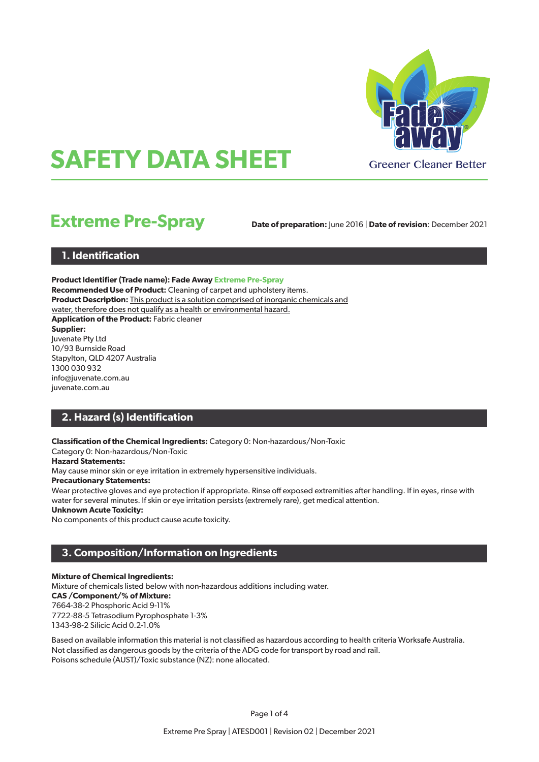Greener Cleaner Better

# SAFETY DATA SHEET

## Extreme Pre-Spray

**Date of preparation:** June 2016 | **Date of revision**: December 2021

## 1. Identification

**Product Identifier (Trade name): Fade Away Extreme Pre-Spray**
**Recommended Use of Product:** Cleaning of carpet and upholstery items.
**Product Description:** This product is a solution comprised of inorganic chemicals and water, therefore does not qualify as a health or environmental hazard.
**Application of the Product:** Fabric cleaner
**Supplier:**
Juvenate Pty Ltd
10/93 Burnside Road
Stapylton, QLD 4207 Australia
1300 030 932
info@juvenate.com.au
juvenate.com.au

## 2. Hazard (s) Identification

**Classification of the Chemical Ingredients:** Category 0: Non-hazardous/Non-Toxic
Category 0: Non-hazardous/Non-Toxic
**Hazard Statements:**
May cause minor skin or eye irritation in extremely hypersensitive individuals.
**Precautionary Statements:**
Wear protective gloves and eye protection if appropriate. Rinse off exposed extremities after handling. If in eyes, rinse with water for several minutes. If skin or eye irritation persists (extremely rare), get medical attention.
**Unknown Acute Toxicity:**
No components of this product cause acute toxicity.

## 3. Composition/Information on Ingredients

**Mixture of Chemical Ingredients:**
Mixture of chemicals listed below with non-hazardous additions including water.
**CAS /Component/% of Mixture:**
7664-38-2 Phosphoric Acid 9-11%
7722-88-5 Tetrasodium Pyrophosphate 1-3%
1343-98-2 Silicic Acid 0.2-1.0%

Based on available information this material is not classified as hazardous according to health criteria Worksafe Australia.
Not classified as dangerous goods by the criteria of the ADG code for transport by road and rail.
Poisons schedule (AUST)/Toxic substance (NZ): none allocated.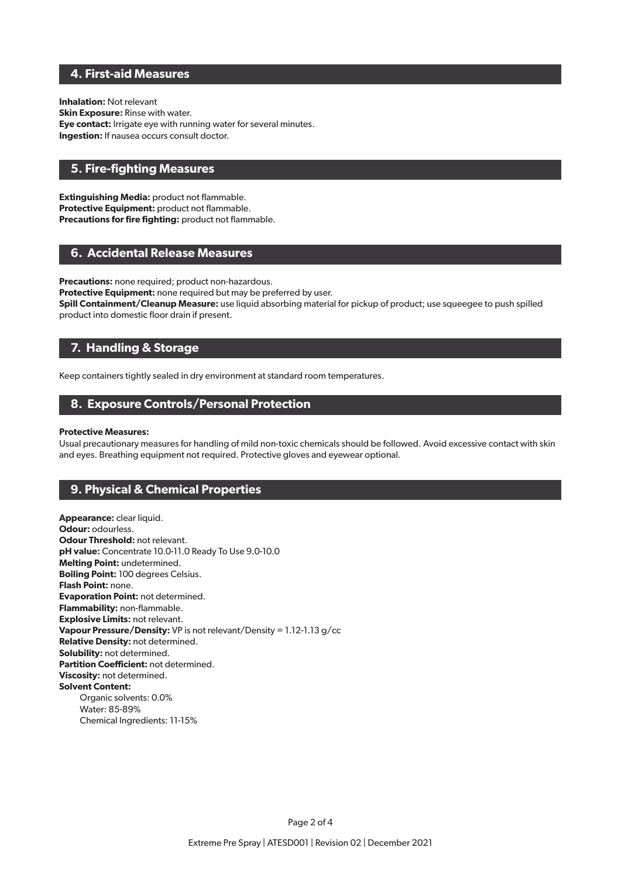## 4. First-aid Measures

**Inhalation:** Not relevant
**Skin Exposure:** Rinse with water.
**Eye contact:** Irrigate eye with running water for several minutes.
**Ingestion:** If nausea occurs consult doctor.

## 5. Fire-fighting Measures

**Extinguishing Media:** product not flammable.
**Protective Equipment:** product not flammable.
**Precautions for fire fighting:** product not flammable.

## 6. Accidental Release Measures

**Precautions:** none required; product non-hazardous.
**Protective Equipment:** none required but may be preferred by user.
**Spill Containment/Cleanup Measure:** use liquid absorbing material for pickup of product; use squeegee to push spilled product into domestic floor drain if present.

## 7. Handling & Storage

Keep containers tightly sealed in dry environment at standard room temperatures.

## 8. Exposure Controls/Personal Protection

**Protective Measures:**
Usual precautionary measures for handling of mild non-toxic chemicals should be followed. Avoid excessive contact with skin and eyes. Breathing equipment not required. Protective gloves and eyewear optional.

## 9. Physical & Chemical Properties

**Appearance:** clear liquid.
**Odour:** odourless.
**Odour Threshold:** not relevant.
**pH value:** Concentrate 10.0-11.0 Ready To Use 9.0-10.0
**Melting Point:** undetermined.
**Boiling Point:** 100 degrees Celsius.
**Flash Point:** none.
**Evaporation Point:** not determined.
**Flammability:** non-flammable.
**Explosive Limits:** not relevant.
**Vapour Pressure/Density:** VP is not relevant/Density = 1.12-1.13 g/cc
**Relative Density:** not determined.
**Solubility:** not determined.
**Partition Coefficient:** not determined.
**Viscosity:** not determined.
**Solvent Content:**
- Organic solvents: 0.0%
- Water: 85-89%
- Chemical Ingredients: 11-15%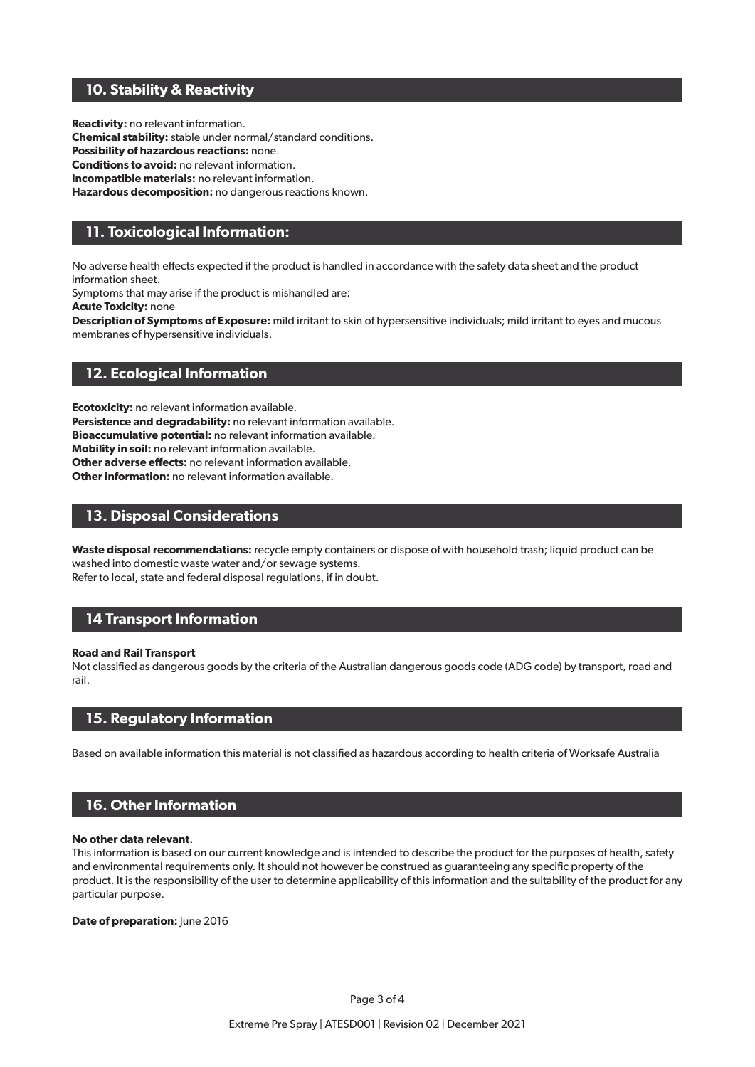## 10. Stability & Reactivity

**Reactivity:** no relevant information.
**Chemical stability:** stable under normal/standard conditions.
**Possibility of hazardous reactions:** none.
**Conditions to avoid:** no relevant information.
**Incompatible materials:** no relevant information.
**Hazardous decomposition:** no dangerous reactions known.

## 11. Toxicological Information:

No adverse health effects expected if the product is handled in accordance with the safety data sheet and the product information sheet.
Symptoms that may arise if the product is mishandled are:
**Acute Toxicity:** none
**Description of Symptoms of Exposure:** mild irritant to skin of hypersensitive individuals; mild irritant to eyes and mucous membranes of hypersensitive individuals.

## 12. Ecological Information

**Ecotoxicity:** no relevant information available.
**Persistence and degradability:** no relevant information available.
**Bioaccumulative potential:** no relevant information available.
**Mobility in soil:** no relevant information available.
**Other adverse effects:** no relevant information available.
**Other information:** no relevant information available.

## 13. Disposal Considerations

**Waste disposal recommendations:** recycle empty containers or dispose of with household trash; liquid product can be washed into domestic waste water and/or sewage systems.
Refer to local, state and federal disposal regulations, if in doubt.

## 14 Transport Information

**Road and Rail Transport**
Not classified as dangerous goods by the criteria of the Australian dangerous goods code (ADG code) by transport, road and rail.

## 15. Regulatory Information

Based on available information this material is not classified as hazardous according to health criteria of Worksafe Australia

## 16. Other Information

**No other data relevant.**
This information is based on our current knowledge and is intended to describe the product for the purposes of health, safety and environmental requirements only. It should not however be construed as guaranteeing any specific property of the product. It is the responsibility of the user to determine applicability of this information and the suitability of the product for any particular purpose.

**Date of preparation:** June 2016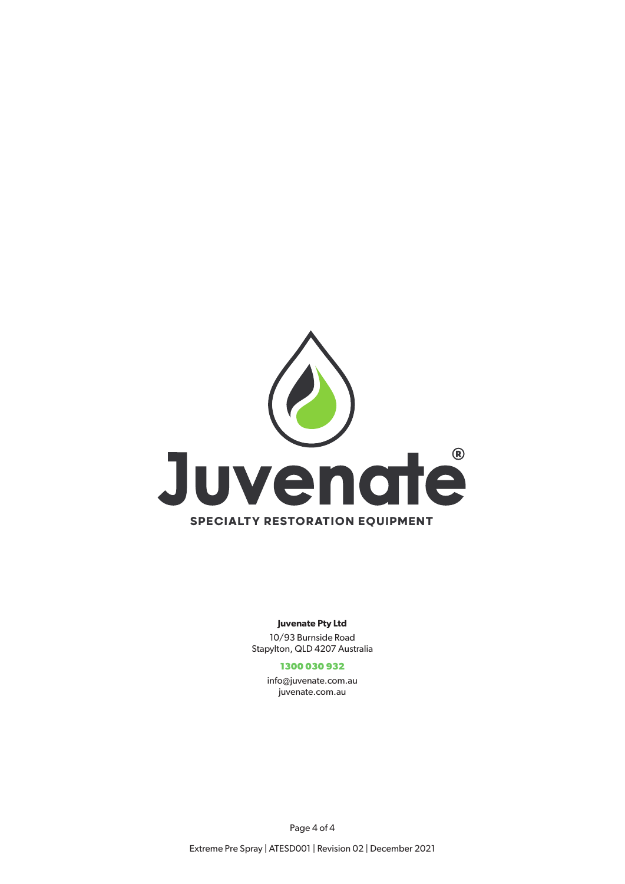Juvenate®

SPECIALTY RESTORATION EQUIPMENT

**Juvenate Pty Ltd**

10/93 Burnside Road
Stapylton, QLD 4207 Australia

**1300 030 932**

info@juvenate.com.au
juvenate.com.au

Extreme Pre Spray | ATESD001 | Revision 02 | December 2021